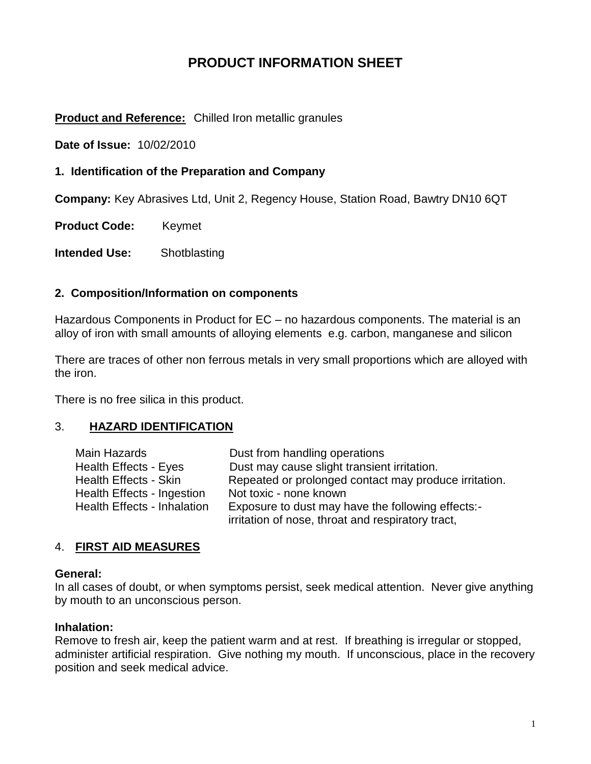# PRODUCT INFORMATION SHEET

**Product and Reference:** Chilled Iron metallic granules

**Date of Issue:** 10/02/2010

## 1. Identification of the Preparation and Company

**Company:** Key Abrasives Ltd, Unit 2, Regency House, Station Road, Bawtry DN10 6QT

**Product Code:** Keymet

**Intended Use:** Shotblasting

## 2. Composition/Information on components

Hazardous Components in Product for EC – no hazardous components. The material is an alloy of iron with small amounts of alloying elements e.g. carbon, manganese and silicon

There are traces of other non ferrous metals in very small proportions which are alloyed with the iron.

There is no free silica in this product.

## 3. HAZARD IDENTIFICATION

| | |
|---|---|
| Main Hazards | Dust from handling operations |
| Health Effects - Eyes | Dust may cause slight transient irritation. |
| Health Effects - Skin | Repeated or prolonged contact may produce irritation. |
| Health Effects - Ingestion | Not toxic - none known |
| Health Effects - Inhalation | Exposure to dust may have the following effects:- irritation of nose, throat and respiratory tract, |

## 4. FIRST AID MEASURES

**General:**
In all cases of doubt, or when symptoms persist, seek medical attention. Never give anything by mouth to an unconscious person.

**Inhalation:**
Remove to fresh air, keep the patient warm and at rest. If breathing is irregular or stopped, administer artificial respiration. Give nothing my mouth. If unconscious, place in the recovery position and seek medical advice.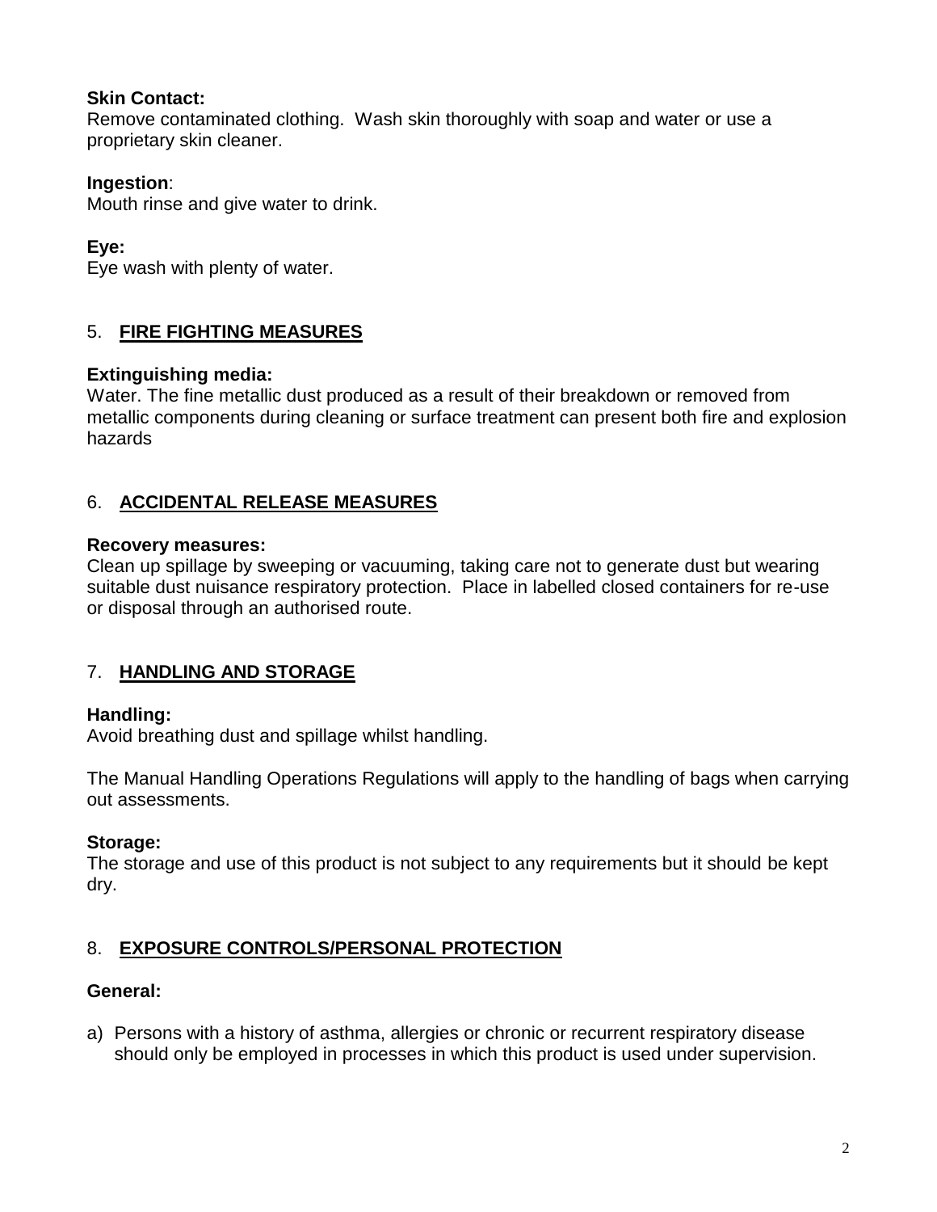**Skin Contact:**
Remove contaminated clothing. Wash skin thoroughly with soap and water or use a proprietary skin cleaner.

**Ingestion**:
Mouth rinse and give water to drink.

**Eye:**
Eye wash with plenty of water.

## 5. FIRE FIGHTING MEASURES

**Extinguishing media:**
Water. The fine metallic dust produced as a result of their breakdown or removed from metallic components during cleaning or surface treatment can present both fire and explosion hazards

## 6. ACCIDENTAL RELEASE MEASURES

**Recovery measures:**
Clean up spillage by sweeping or vacuuming, taking care not to generate dust but wearing suitable dust nuisance respiratory protection. Place in labelled closed containers for re-use or disposal through an authorised route.

## 7. HANDLING AND STORAGE

**Handling:**
Avoid breathing dust and spillage whilst handling.

The Manual Handling Operations Regulations will apply to the handling of bags when carrying out assessments.

**Storage:**
The storage and use of this product is not subject to any requirements but it should be kept dry.

## 8. EXPOSURE CONTROLS/PERSONAL PROTECTION

**General:**

a) Persons with a history of asthma, allergies or chronic or recurrent respiratory disease should only be employed in processes in which this product is used under supervision.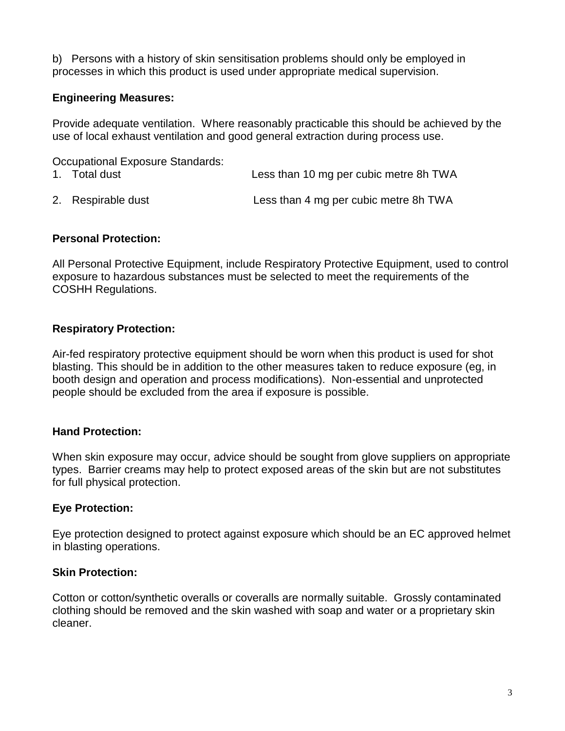b) Persons with a history of skin sensitisation problems should only be employed in processes in which this product is used under appropriate medical supervision.

**Engineering Measures:**

Provide adequate ventilation. Where reasonably practicable this should be achieved by the use of local exhaust ventilation and good general extraction during process use.

Occupational Exposure Standards:

1. Total dust — Less than 10 mg per cubic metre 8h TWA
2. Respirable dust — Less than 4 mg per cubic metre 8h TWA

**Personal Protection:**

All Personal Protective Equipment, include Respiratory Protective Equipment, used to control exposure to hazardous substances must be selected to meet the requirements of the COSHH Regulations.

**Respiratory Protection:**

Air-fed respiratory protective equipment should be worn when this product is used for shot blasting. This should be in addition to the other measures taken to reduce exposure (eg, in booth design and operation and process modifications). Non-essential and unprotected people should be excluded from the area if exposure is possible.

**Hand Protection:**

When skin exposure may occur, advice should be sought from glove suppliers on appropriate types. Barrier creams may help to protect exposed areas of the skin but are not substitutes for full physical protection.

**Eye Protection:**

Eye protection designed to protect against exposure which should be an EC approved helmet in blasting operations.

**Skin Protection:**

Cotton or cotton/synthetic overalls or coveralls are normally suitable. Grossly contaminated clothing should be removed and the skin washed with soap and water or a proprietary skin cleaner.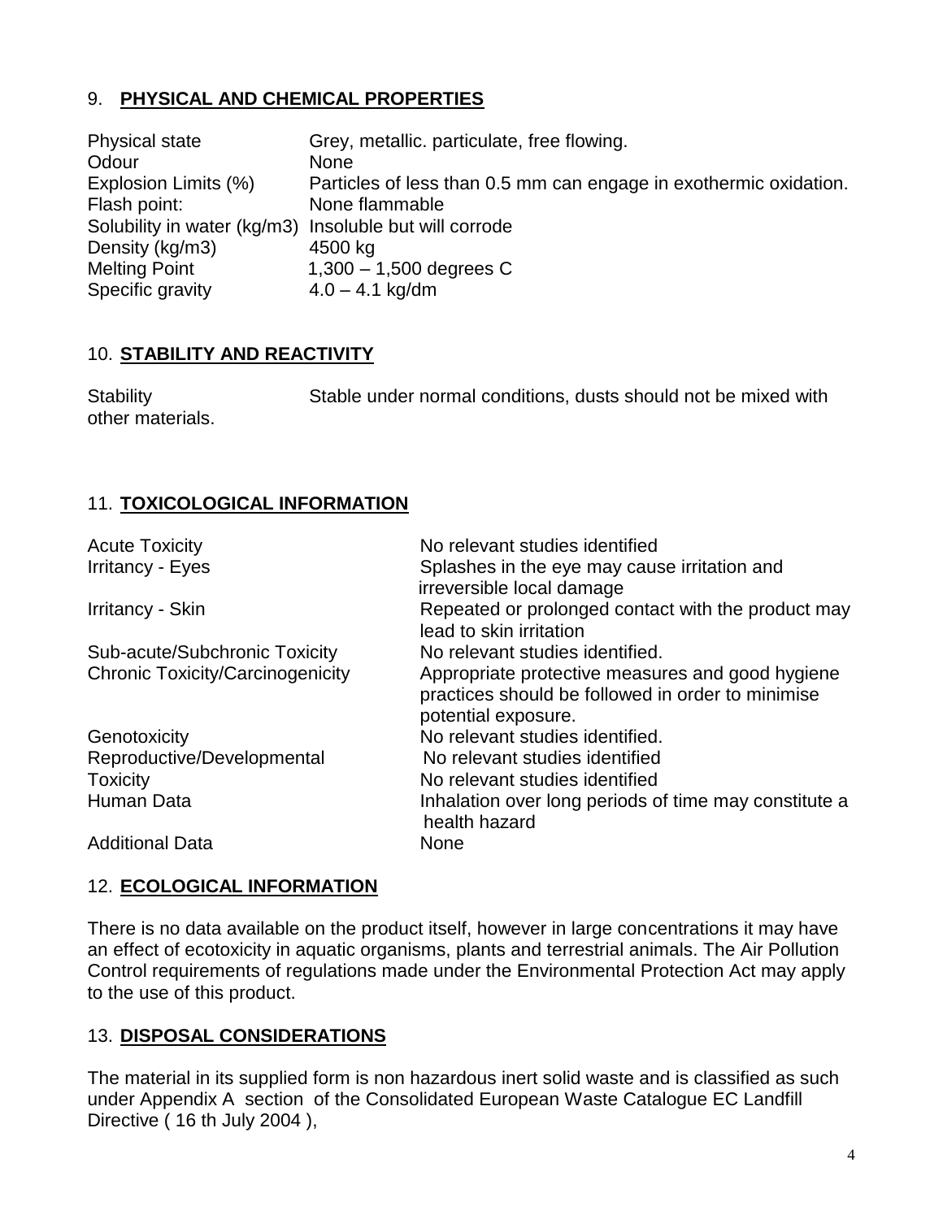## 9. PHYSICAL AND CHEMICAL PROPERTIES

| | |
|---|---|
| Physical state | Grey, metallic. particulate, free flowing. |
| Odour | None |
| Explosion Limits (%) | Particles of less than 0.5 mm can engage in exothermic oxidation. |
| Flash point: | None flammable |
| Solubility in water (kg/m3) | Insoluble but will corrode |
| Density (kg/m3) | 4500 kg |
| Melting Point | 1,300 – 1,500 degrees C |
| Specific gravity | 4.0 – 4.1 kg/dm |

## 10. STABILITY AND REACTIVITY

Stability Stable under normal conditions, dusts should not be mixed with other materials.

## 11. TOXICOLOGICAL INFORMATION

| | |
|---|---|
| Acute Toxicity | No relevant studies identified |
| Irritancy - Eyes | Splashes in the eye may cause irritation and irreversible local damage |
| Irritancy - Skin | Repeated or prolonged contact with the product may lead to skin irritation |
| Sub-acute/Subchronic Toxicity | No relevant studies identified. |
| Chronic Toxicity/Carcinogenicity | Appropriate protective measures and good hygiene practices should be followed in order to minimise potential exposure. |
| Genotoxicity | No relevant studies identified. |
| Reproductive/Developmental | No relevant studies identified |
| Toxicity | No relevant studies identified |
| Human Data | Inhalation over long periods of time may constitute a health hazard |
| Additional Data | None |

## 12. ECOLOGICAL INFORMATION

There is no data available on the product itself, however in large concentrations it may have an effect of ecotoxicity in aquatic organisms, plants and terrestrial animals. The Air Pollution Control requirements of regulations made under the Environmental Protection Act may apply to the use of this product.

## 13. DISPOSAL CONSIDERATIONS

The material in its supplied form is non hazardous inert solid waste and is classified as such under Appendix A section of the Consolidated European Waste Catalogue EC Landfill Directive ( 16 th July 2004 ),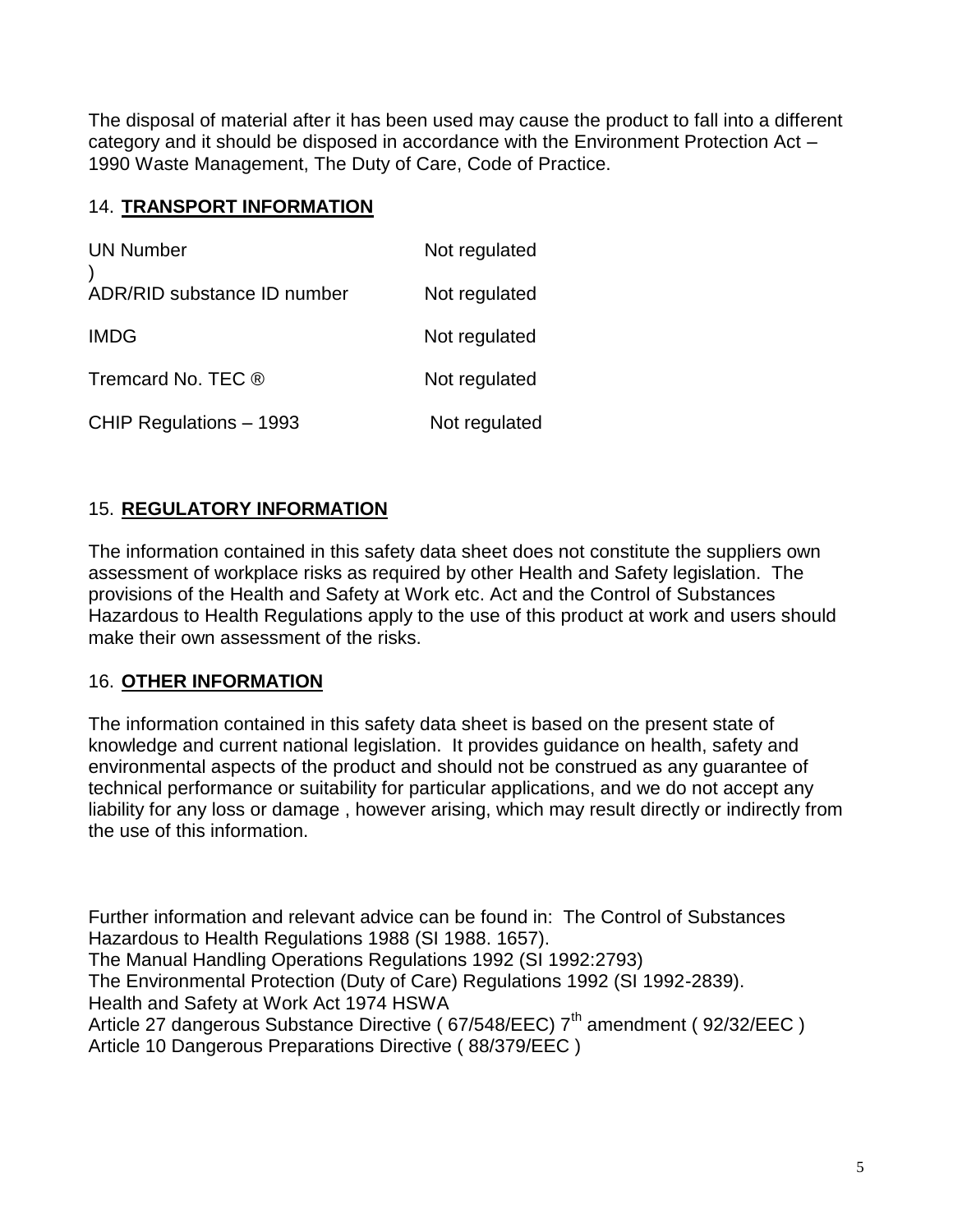The disposal of material after it has been used may cause the product to fall into a different category and it should be disposed in accordance with the Environment Protection Act – 1990 Waste Management, The Duty of Care, Code of Practice.

## 14. **TRANSPORT INFORMATION**

| | |
|---|---|
| UN Number ) | Not regulated |
| ADR/RID substance ID number | Not regulated |
| IMDG | Not regulated |
| Tremcard No. TEC ® | Not regulated |
| CHIP Regulations – 1993 | Not regulated |

## 15. **REGULATORY INFORMATION**

The information contained in this safety data sheet does not constitute the suppliers own assessment of workplace risks as required by other Health and Safety legislation. The provisions of the Health and Safety at Work etc. Act and the Control of Substances Hazardous to Health Regulations apply to the use of this product at work and users should make their own assessment of the risks.

## 16. **OTHER INFORMATION**

The information contained in this safety data sheet is based on the present state of knowledge and current national legislation. It provides guidance on health, safety and environmental aspects of the product and should not be construed as any guarantee of technical performance or suitability for particular applications, and we do not accept any liability for any loss or damage , however arising, which may result directly or indirectly from the use of this information.

Further information and relevant advice can be found in: The Control of Substances Hazardous to Health Regulations 1988 (SI 1988. 1657).
The Manual Handling Operations Regulations 1992 (SI 1992:2793)
The Environmental Protection (Duty of Care) Regulations 1992 (SI 1992-2839).
Health and Safety at Work Act 1974 HSWA
Article 27 dangerous Substance Directive ( 67/548/EEC) 7$^{th}$ amendment ( 92/32/EEC )
Article 10 Dangerous Preparations Directive ( 88/379/EEC )